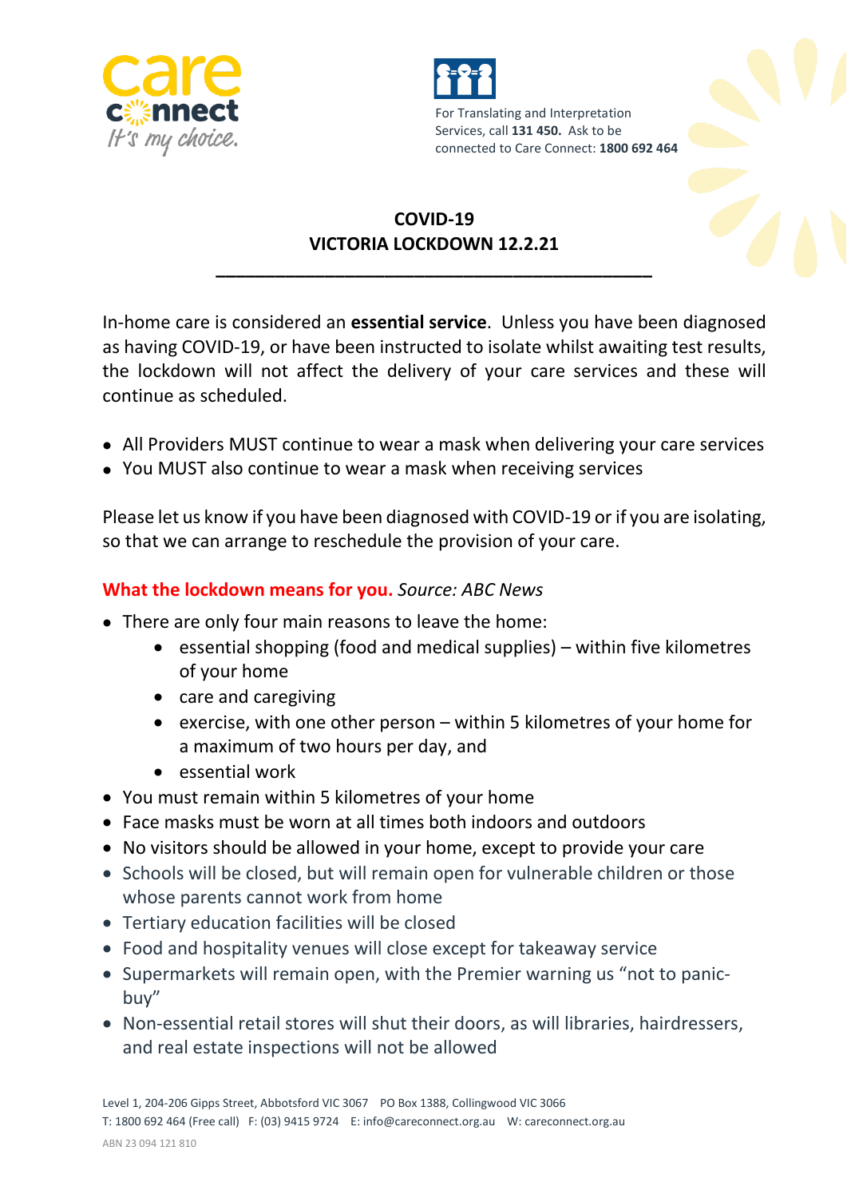care
connect
It's my choice.

For Translating and Interpretation Services, call **131 450.** Ask to be connected to Care Connect: **1800 692 464**

# COVID-19
# VICTORIA LOCKDOWN 12.2.21

In-home care is considered an **essential service**. Unless you have been diagnosed as having COVID-19, or have been instructed to isolate whilst awaiting test results, the lockdown will not affect the delivery of your care services and these will continue as scheduled.

- All Providers MUST continue to wear a mask when delivering your care services
- You MUST also continue to wear a mask when receiving services

Please let us know if you have been diagnosed with COVID-19 or if you are isolating, so that we can arrange to reschedule the provision of your care.

**What the lockdown means for you.** *Source: ABC News*

- There are only four main reasons to leave the home:
    - essential shopping (food and medical supplies) – within five kilometres of your home
    - care and caregiving
    - exercise, with one other person – within 5 kilometres of your home for a maximum of two hours per day, and
    - essential work
- You must remain within 5 kilometres of your home
- Face masks must be worn at all times both indoors and outdoors
- No visitors should be allowed in your home, except to provide your care
- Schools will be closed, but will remain open for vulnerable children or those whose parents cannot work from home
- Tertiary education facilities will be closed
- Food and hospitality venues will close except for takeaway service
- Supermarkets will remain open, with the Premier warning us "not to panic-buy"
- Non-essential retail stores will shut their doors, as will libraries, hairdressers, and real estate inspections will not be allowed

Level 1, 204-206 Gipps Street, Abbotsford VIC 3067 PO Box 1388, Collingwood VIC 3066
T: 1800 692 464 (Free call) F: (03) 9415 9724 E: info@careconnect.org.au W: careconnect.org.au
ABN 23 094 121 810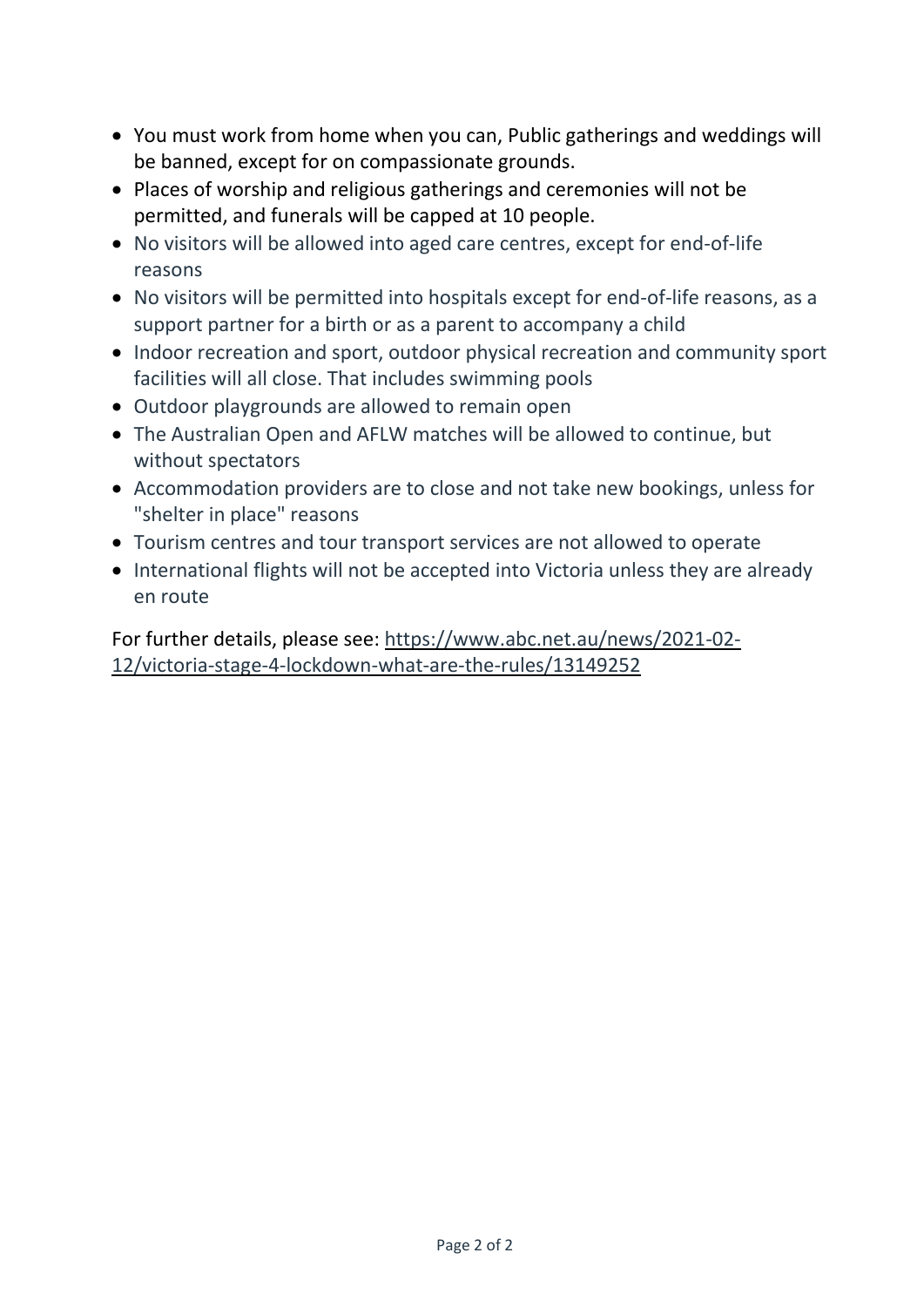- You must work from home when you can, Public gatherings and weddings will be banned, except for on compassionate grounds.
- Places of worship and religious gatherings and ceremonies will not be permitted, and funerals will be capped at 10 people.
- No visitors will be allowed into aged care centres, except for end-of-life reasons
- No visitors will be permitted into hospitals except for end-of-life reasons, as a support partner for a birth or as a parent to accompany a child
- Indoor recreation and sport, outdoor physical recreation and community sport facilities will all close. That includes swimming pools
- Outdoor playgrounds are allowed to remain open
- The Australian Open and AFLW matches will be allowed to continue, but without spectators
- Accommodation providers are to close and not take new bookings, unless for "shelter in place" reasons
- Tourism centres and tour transport services are not allowed to operate
- International flights will not be accepted into Victoria unless they are already en route

For further details, please see: [https://www.abc.net.au/news/2021-02-12/victoria-stage-4-lockdown-what-are-the-rules/13149252](https://www.abc.net.au/news/2021-02-12/victoria-stage-4-lockdown-what-are-the-rules/13149252)